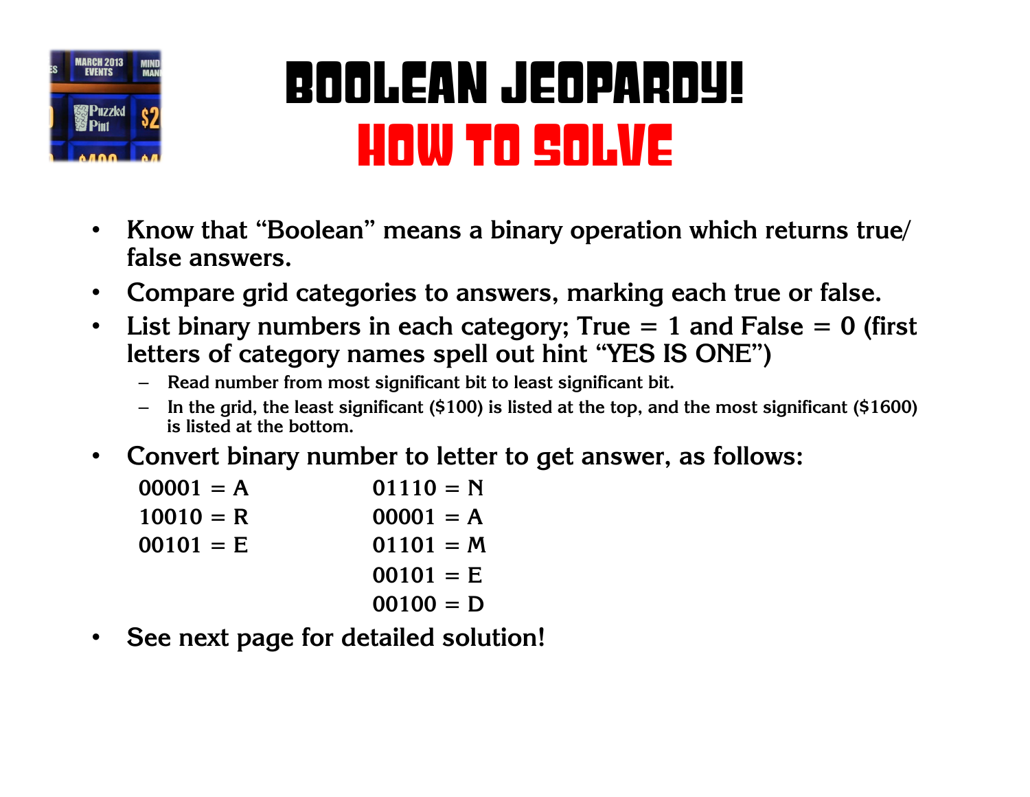# Boolean Jeopardy!

## How to Solve

- Know that "Boolean" means a binary operation which returns true/false answers.
- Compare grid categories to answers, marking each true or false.
- List binary numbers in each category; True = 1 and False = 0 (first letters of category names spell out hint "YES IS ONE")
  - Read number from most significant bit to least significant bit.
  - In the grid, the least significant ($100) is listed at the top, and the most significant ($1600) is listed at the bottom.
- Convert binary number to letter to get answer, as follows:

| | |
|---|---|
| 00001 = A | 01110 = N |
| 10010 = R | 00001 = A |
| 00101 = E | 01101 = M |
| | 00101 = E |
| | 00100 = D |

- See next page for detailed solution!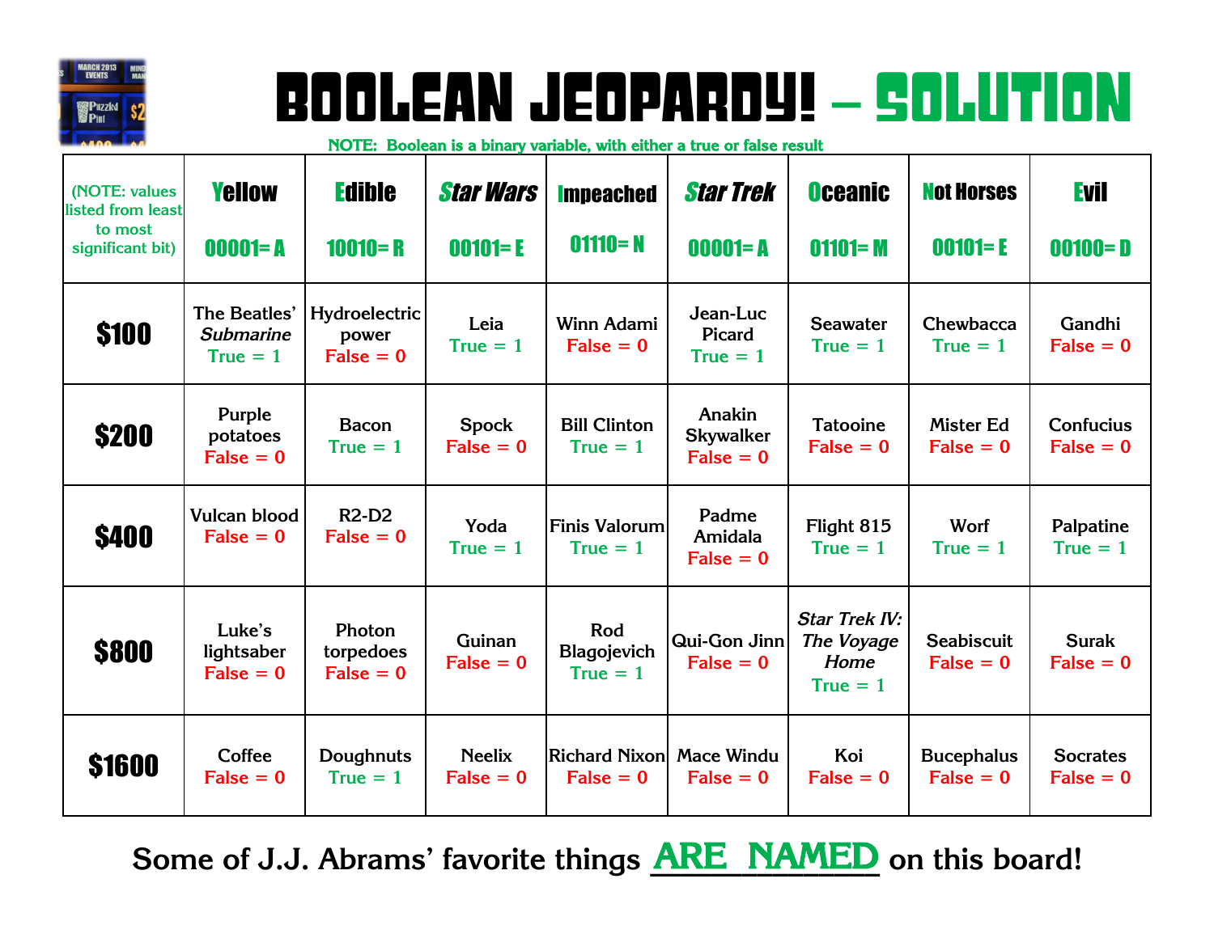# BOOLEAN JEOPARDY! – SOLUTION

NOTE: Boolean is a binary variable, with either a true or false result

| (NOTE: values listed from least to most significant bit) | Yellow<br>00001= A | Edible<br>10010= R | *Star Wars*<br>00101= E | Impeached<br>01110= N | *Star Trek*<br>00001= A | Oceanic<br>01101= M | Not Horses<br>00101= E | Evil<br>00100= D |
|---|---|---|---|---|---|---|---|---|
| **$100** | The Beatles' *Submarine*<br>True = 1 | Hydroelectric power<br>False = 0 | Leia<br>True = 1 | Winn Adami<br>False = 0 | Jean-Luc Picard<br>True = 1 | Seawater<br>True = 1 | Chewbacca<br>True = 1 | Gandhi<br>False = 0 |
| **$200** | Purple potatoes<br>False = 0 | Bacon<br>True = 1 | Spock<br>False = 0 | Bill Clinton<br>True = 1 | Anakin Skywalker<br>False = 0 | Tatooine<br>False = 0 | Mister Ed<br>False = 0 | Confucius<br>False = 0 |
| **$400** | Vulcan blood<br>False = 0 | R2-D2<br>False = 0 | Yoda<br>True = 1 | Finis Valorum<br>True = 1 | Padme Amidala<br>False = 0 | Flight 815<br>True = 1 | Worf<br>True = 1 | Palpatine<br>True = 1 |
| **$800** | Luke's lightsaber<br>False = 0 | Photon torpedoes<br>False = 0 | Guinan<br>False = 0 | Rod Blagojevich<br>True = 1 | Qui-Gon Jinn<br>False = 0 | *Star Trek IV: The Voyage Home*<br>True = 1 | Seabiscuit<br>False = 0 | Surak<br>False = 0 |
| **$1600** | Coffee<br>False = 0 | Doughnuts<br>True = 1 | Neelix<br>False = 0 | Richard Nixon<br>False = 0 | Mace Windu<br>False = 0 | Koi<br>False = 0 | Bucephalus<br>False = 0 | Socrates<br>False = 0 |

**Some of J.J. Abrams' favorite things ARE NAMED on this board!**